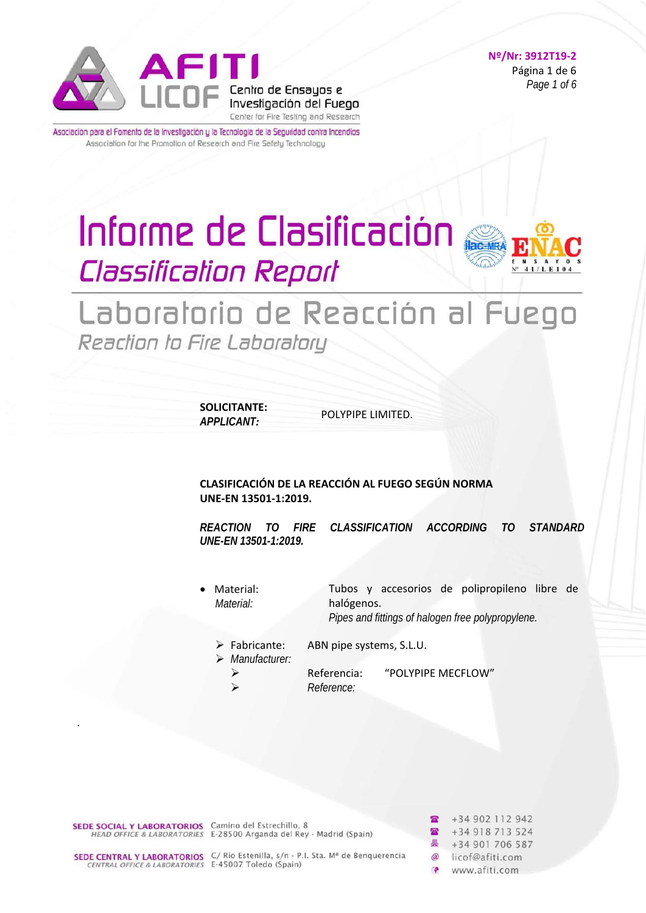**Nº/Nr: 3912T19-2**

# Informe de Clasificación
## *Classification Report*

# Laboratorio de Reacción al Fuego
## *Reaction to Fire Laboratory*

**SOLICITANTE:**
***APPLICANT:*** POLYPIPE LIMITED.

**CLASIFICACIÓN DE LA REACCIÓN AL FUEGO SEGÚN NORMA UNE-EN 13501-1:2019.**

***REACTION TO FIRE CLASSIFICATION ACCORDING TO STANDARD UNE-EN 13501-1:2019.***

- Material: Tubos y accesorios de polipropileno libre de halógenos.
  *Material: Pipes and fittings of halogen free polypropylene.*
  - Fabricante: ABN pipe systems, S.L.U.
  - *Manufacturer:*
  - Referencia: "POLYPIPE MECFLOW"
  - *Reference:*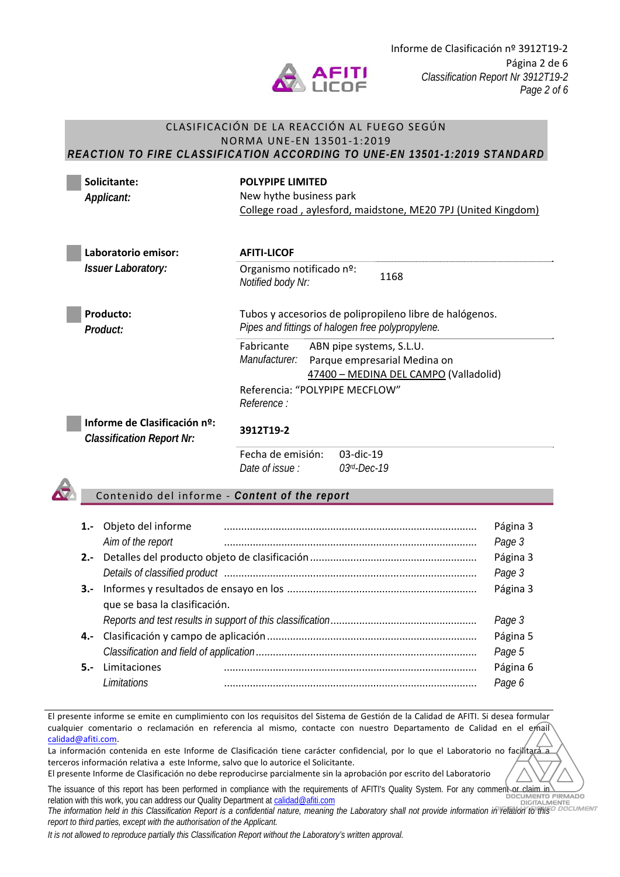## CLASIFICACIÓN DE LA REACCIÓN AL FUEGO SEGÚN NORMA UNE-EN 13501-1:2019

## *REACTION TO FIRE CLASSIFICATION ACCORDING TO UNE-EN 13501-1:2019 STANDARD*

**Solicitante:**
***Applicant:***

**POLYPIPE LIMITED**
New hythe business park
College road , aylesford, maidstone, ME20 7PJ (United Kingdom)

**Laboratorio emisor:**
***Issuer Laboratory:***

**AFITI-LICOF**
Organismo notificado nº: *Notified body Nr:* 1168

**Producto:**
***Product:***

Tubos y accesorios de polipropileno libre de halógenos.
*Pipes and fittings of halogen free polypropylene.*

Fabricante *Manufacturer:* ABN pipe systems, S.L.U.
Parque empresarial Medina on
47400 – MEDINA DEL CAMPO (Valladolid)

Referencia: "POLYPIPE MECFLOW"
*Reference :*

**Informe de Clasificación nº:**
***Classification Report Nr:***

**3912T19-2**

Fecha de emisión: 03-dic-19
*Date of issue :* 03rd-Dec-19

## Contenido del informe - *Content of the report*

| | | |
|---|---|---|
| **1.-** | Objeto del informe | Página 3 |
| | *Aim of the report* | *Page 3* |
| **2.-** | Detalles del producto objeto de clasificación | Página 3 |
| | *Details of classified product* | *Page 3* |
| **3.-** | Informes y resultados de ensayo en los que se basa la clasificación. | Página 3 |
| | *Reports and test results in support of this classification* | *Page 3* |
| **4.-** | Clasificación y campo de aplicación | Página 5 |
| | *Classification and field of application* | *Page 5* |
| **5.-** | Limitaciones | Página 6 |
| | *Limitations* | *Page 6* |

El presente informe se emite en cumplimiento con los requisitos del Sistema de Gestión de la Calidad de AFITI. Si desea formular cualquier comentario o reclamación en referencia al mismo, contacte con nuestro Departamento de Calidad en el email calidad@afiti.com.
La información contenida en este Informe de Clasificación tiene carácter confidencial, por lo que el Laboratorio no facilitará a terceros información relativa a este Informe, salvo que lo autorice el Solicitante.
El presente Informe de Clasificación no debe reproducirse parcialmente sin la aprobación por escrito del Laboratorio

The issuance of this report has been performed in compliance with the requirements of AFITI's Quality System. For any comment or claim in relation with this work, you can address our Quality Department at calidad@afiti.com
*The information held in this Classification Report is a confidential nature, meaning the Laboratory shall not provide information in relation to this report to third parties, except with the authorisation of the Applicant.*
*It is not allowed to reproduce partially this Classification Report without the Laboratory's written approval.*

DOCUMENTO FIRMADO DIGITALMENTE
*DIGITALLY SIGNED DOCUMENT*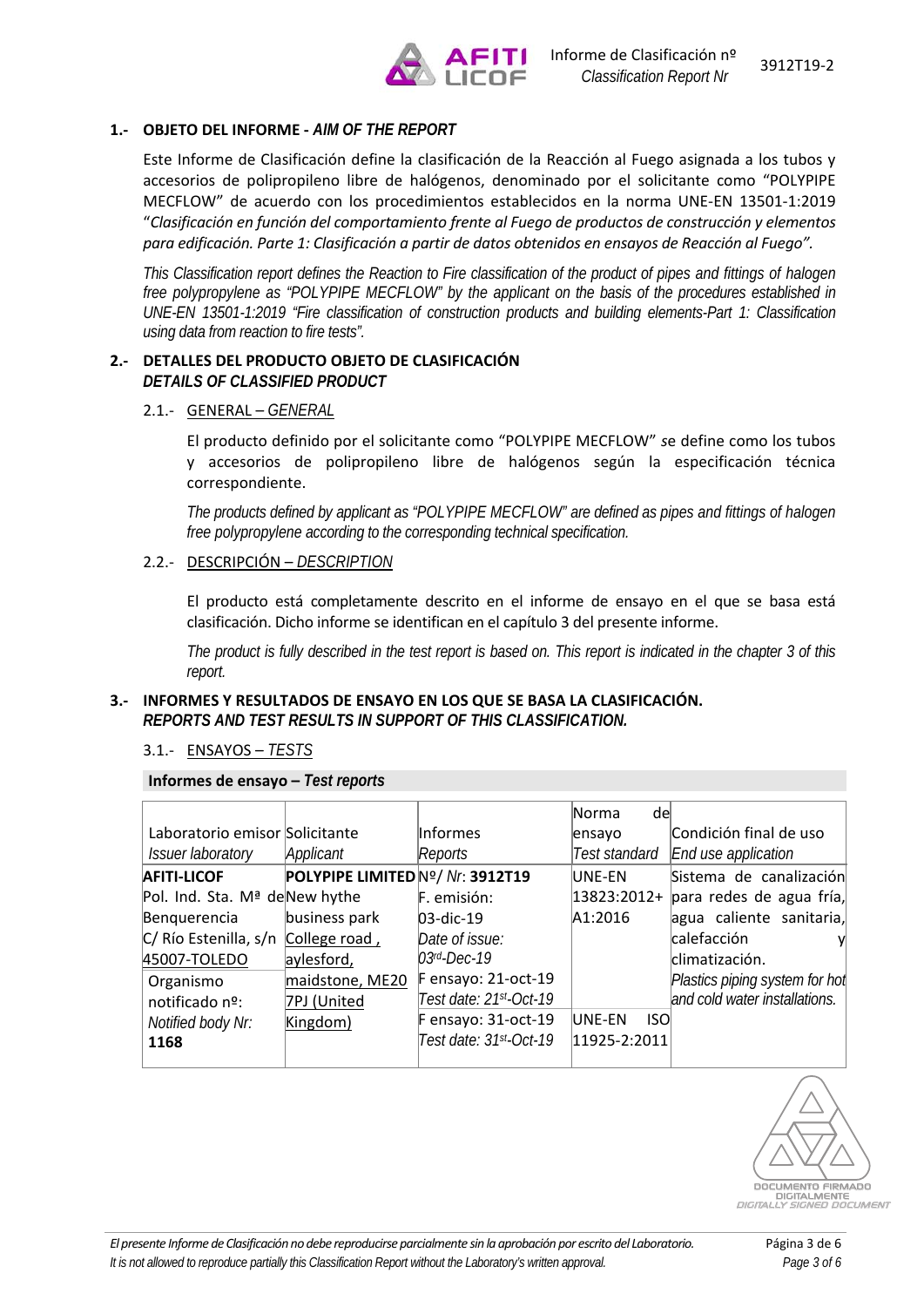## 1.- OBJETO DEL INFORME - *AIM OF THE REPORT*

Este Informe de Clasificación define la clasificación de la Reacción al Fuego asignada a los tubos y accesorios de polipropileno libre de halógenos, denominado por el solicitante como "POLYPIPE MECFLOW" de acuerdo con los procedimientos establecidos en la norma UNE-EN 13501-1:2019 "*Clasificación en función del comportamiento frente al Fuego de productos de construcción y elementos para edificación. Parte 1: Clasificación a partir de datos obtenidos en ensayos de Reacción al Fuego"*.

*This Classification report defines the Reaction to Fire classification of the product of pipes and fittings of halogen free polypropylene as "POLYPIPE MECFLOW" by the applicant on the basis of the procedures established in UNE-EN 13501-1:2019 "Fire classification of construction products and building elements-Part 1: Classification using data from reaction to fire tests".*

## 2.- DETALLES DEL PRODUCTO OBJETO DE CLASIFICACIÓN *DETAILS OF CLASSIFIED PRODUCT*

### 2.1.- GENERAL – *GENERAL*

El producto definido por el solicitante como "POLYPIPE MECFLOW" se define como los tubos y accesorios de polipropileno libre de halógenos según la especificación técnica correspondiente.

*The products defined by applicant as "POLYPIPE MECFLOW" are defined as pipes and fittings of halogen free polypropylene according to the corresponding technical specification.*

### 2.2.- DESCRIPCIÓN – *DESCRIPTION*

El producto está completamente descrito en el informe de ensayo en el que se basa está clasificación. Dicho informe se identifican en el capítulo 3 del presente informe.

*The product is fully described in the test report is based on. This report is indicated in the chapter 3 of this report.*

## 3.- INFORMES Y RESULTADOS DE ENSAYO EN LOS QUE SE BASA LA CLASIFICACIÓN. *REPORTS AND TEST RESULTS IN SUPPORT OF THIS CLASSIFICATION.*

### 3.1.- ENSAYOS – *TESTS*

**Informes de ensayo – *Test reports***

| Laboratorio emisor *Issuer laboratory* | Solicitante *Applicant* | Informes *Reports* | Norma de ensayo *Test standard* | Condición final de uso *End use application* |
|---|---|---|---|---|
| **AFITI-LICOF** Pol. Ind. Sta. Mª de Benquerencia C/ Río Estenilla, s/n 45007-TOLEDO Organismo notificado nº: *Notified body Nr:* **1168** | **POLYPIPE LIMITED** New hythe business park College road , aylesford, maidstone, ME20 7PJ (United Kingdom) | Nº/ *Nr:* **3912T19** F. emisión: 03-dic-19 *Date of issue: 03rd-Dec-19* F ensayo: 21-oct-19 *Test date: 21st-Oct-19* | UNE-EN 13823:2012+ A1:2016 | Sistema de canalización para redes de agua fría, agua caliente sanitaria, calefacción y climatización. *Plastics piping system for hot and cold water installations.* |
| | | F ensayo: 31-oct-19 *Test date: 31st-Oct-19* | UNE-EN ISO 11925-2:2011 | |

*El presente Informe de Clasificación no debe reproducirse parcialmente sin la aprobación por escrito del Laboratorio.*
*It is not allowed to reproduce partially this Classification Report without the Laboratory's written approval.*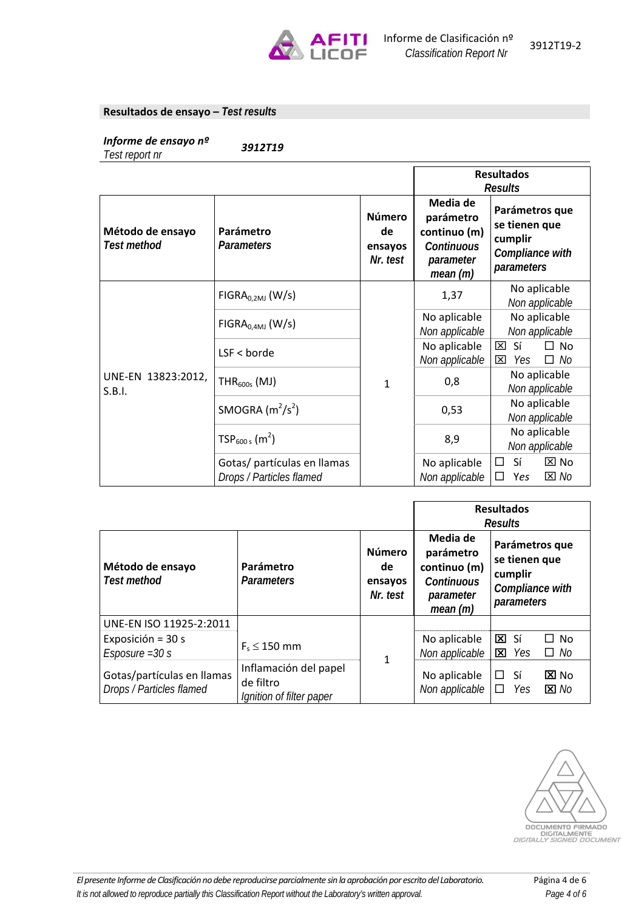## Resultados de ensayo – *Test results*

***Informe de ensayo nº*** **3912T19**
*Test report nr*

| Método de ensayo *Test method* | Parámetro *Parameters* | Número de ensayos *Nr. test* | Resultados *Results*: Media de parámetro continuo (m) *Continuous parameter mean (m)* | Resultados *Results*: Parámetros que se tienen que cumplir *Compliance with parameters* |
|---|---|---|---|---|
| UNE-EN 13823:2012, S.B.I. | $FIGRA_{0,2MJ}$ (W/s) | 1 | 1,37 | No aplicable *Non applicable* |
| | $FIGRA_{0,4MJ}$ (W/s) | | No aplicable *Non applicable* | No aplicable *Non applicable* |
| | LSF < borde | | No aplicable *Non applicable* | ☒ Sí ☐ No / ☒ *Yes* ☐ *No* |
| | $THR_{600s}$ (MJ) | | 0,8 | No aplicable *Non applicable* |
| | SMOGRA ($m^2/s^2$) | | 0,53 | No aplicable *Non applicable* |
| | $TSP_{600\,s}$ ($m^2$) | | 8,9 | No aplicable *Non applicable* |
| | Gotas/ partículas en llamas *Drops / Particles flamed* | | No aplicable *Non applicable* | ☐ Sí ☒ No / ☐ *Yes* ☒ *No* |

| Método de ensayo *Test method* | Parámetro *Parameters* | Número de ensayos *Nr. test* | Resultados *Results*: Media de parámetro continuo (m) *Continuous parameter mean (m)* | Resultados *Results*: Parámetros que se tienen que cumplir *Compliance with parameters* |
|---|---|---|---|---|
| UNE-EN ISO 11925-2:2011 | | | | |
| Exposición = 30 s *Esposure =30 s* | $F_s \leq 150$ mm | 1 | No aplicable *Non applicable* | ☒ Sí ☐ No / ☒ *Yes* ☐ *No* |
| Gotas/partículas en llamas *Drops / Particles flamed* | Inflamación del papel de filtro *Ignition of filter paper* | | No aplicable *Non applicable* | ☐ Sí ☒ No / ☐ *Yes* ☒ *No* |

DOCUMENTO FIRMADO DIGITALMENTE
*DIGITALLY SIGNED DOCUMENT*

*El presente Informe de Clasificación no debe reproducirse parcialmente sin la aprobación por escrito del Laboratorio.*
*It is not allowed to reproduce partially this Classification Report without the Laboratory's written approval.*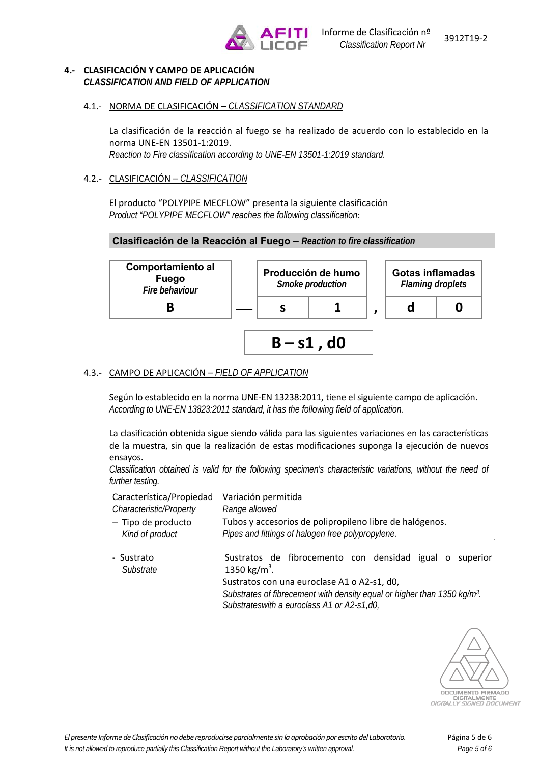## 4.- CLASIFICACIÓN Y CAMPO DE APLICACIÓN
***CLASSIFICATION AND FIELD OF APPLICATION***

### 4.1.- NORMA DE CLASIFICACIÓN – *CLASSIFICATION STANDARD*

La clasificación de la reacción al fuego se ha realizado de acuerdo con lo establecido en la norma UNE-EN 13501-1:2019.
*Reaction to Fire classification according to UNE-EN 13501-1:2019 standard.*

### 4.2.- CLASIFICACIÓN – *CLASSIFICATION*

El producto "POLYPIPE MECFLOW" presenta la siguiente clasificación
*Product "POLYPIPE MECFLOW" reaches the following classification*:

**Clasificación de la Reacción al Fuego – *Reaction to fire classification***

| Comportamiento al Fuego *Fire behaviour* | | Producción de humo *Smoke production* | | | Gotas inflamadas *Flaming droplets* | |
|---|---|---|---|---|---|---|
| **B** | — | **s** | **1** | , | **d** | **0** |

**B – s1 , d0**

### 4.3.- CAMPO DE APLICACIÓN – *FIELD OF APPLICATION*

Según lo establecido en la norma UNE-EN 13238:2011, tiene el siguiente campo de aplicación.
*According to UNE-EN 13823:2011 standard, it has the following field of application.*

La clasificación obtenida sigue siendo válida para las siguientes variaciones en las características de la muestra, sin que la realización de estas modificaciones suponga la ejecución de nuevos ensayos.
*Classification obtained is valid for the following specimen's characteristic variations, without the need of further testing.*

| Característica/Propiedad *Characteristic/Property* | Variación permitida *Range allowed* |
|---|---|
| – Tipo de producto *Kind of product* | Tubos y accesorios de polipropileno libre de halógenos. *Pipes and fittings of halogen free polypropylene.* |
| - Sustrato *Substrate* | Sustratos de fibrocemento con densidad igual o superior 1350 kg/m³. Sustratos con una euroclase A1 o A2-s1, d0, *Substrates of fibrecement with density equal or higher than 1350 kg/m³. Substrateswith a euroclass A1 or A2-s1,d0,* |

DOCUMENTO FIRMADO DIGITALMENTE
*DIGITALLY SIGNED DOCUMENT*

*El presente Informe de Clasificación no debe reproducirse parcialmente sin la aprobación por escrito del Laboratorio.*
*It is not allowed to reproduce partially this Classification Report without the Laboratory's written approval.*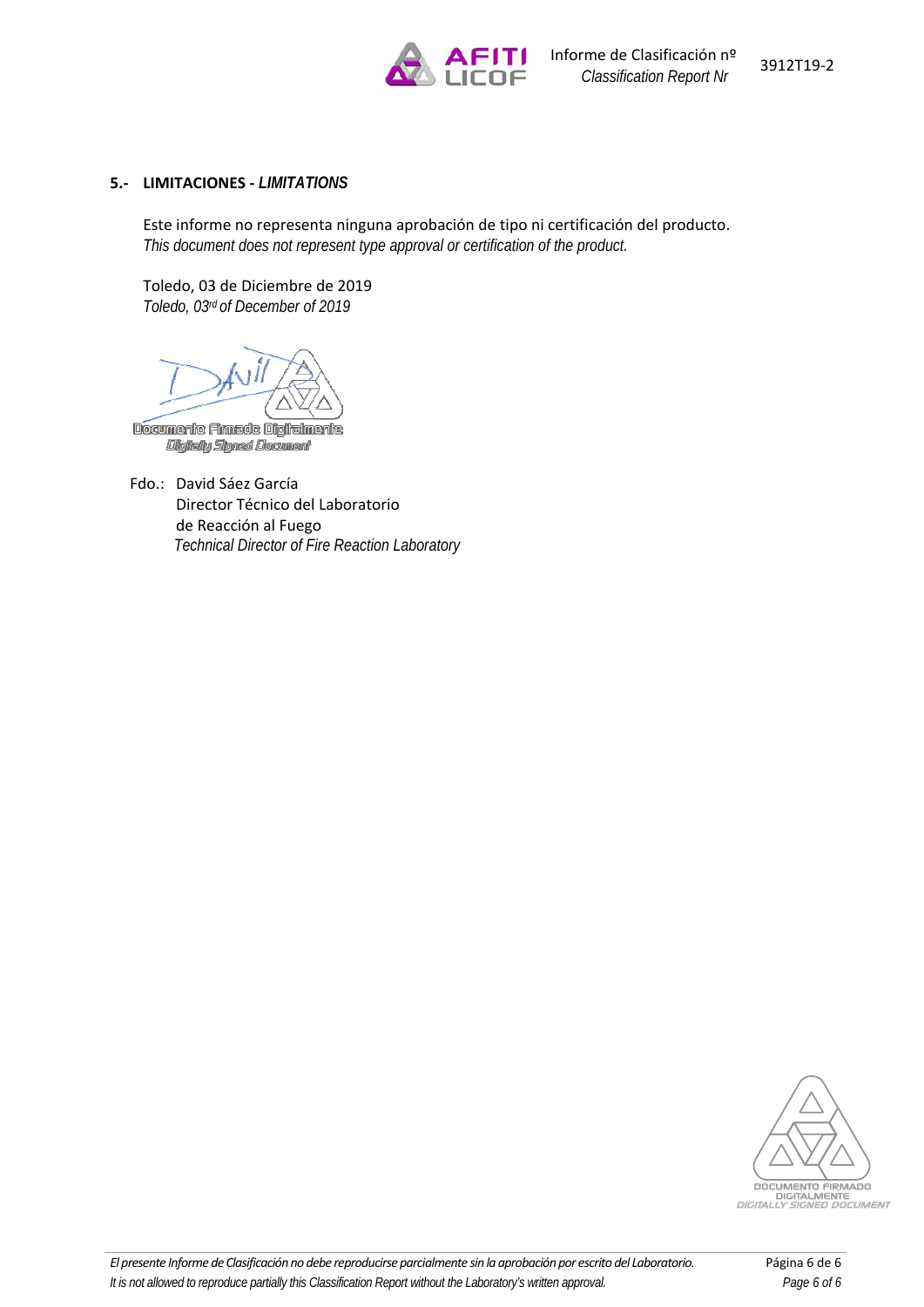## 5.- LIMITACIONES - *LIMITATIONS*

Este informe no representa ninguna aprobación de tipo ni certificación del producto.
*This document does not represent type approval or certification of the product.*

Toledo, 03 de Diciembre de 2019
*Toledo, 03rd of December of 2019*

Documento Firmado Digitalmente
*Digitally Signed Document*

Fdo.: David Sáez García
Director Técnico del Laboratorio
de Reacción al Fuego
*Technical Director of Fire Reaction Laboratory*

DOCUMENTO FIRMADO DIGITALMENTE
*DIGITALLY SIGNED DOCUMENT*

*El presente Informe de Clasificación no debe reproducirse parcialmente sin la aprobación por escrito del Laboratorio.*
*It is not allowed to reproduce partially this Classification Report without the Laboratory's written approval.*